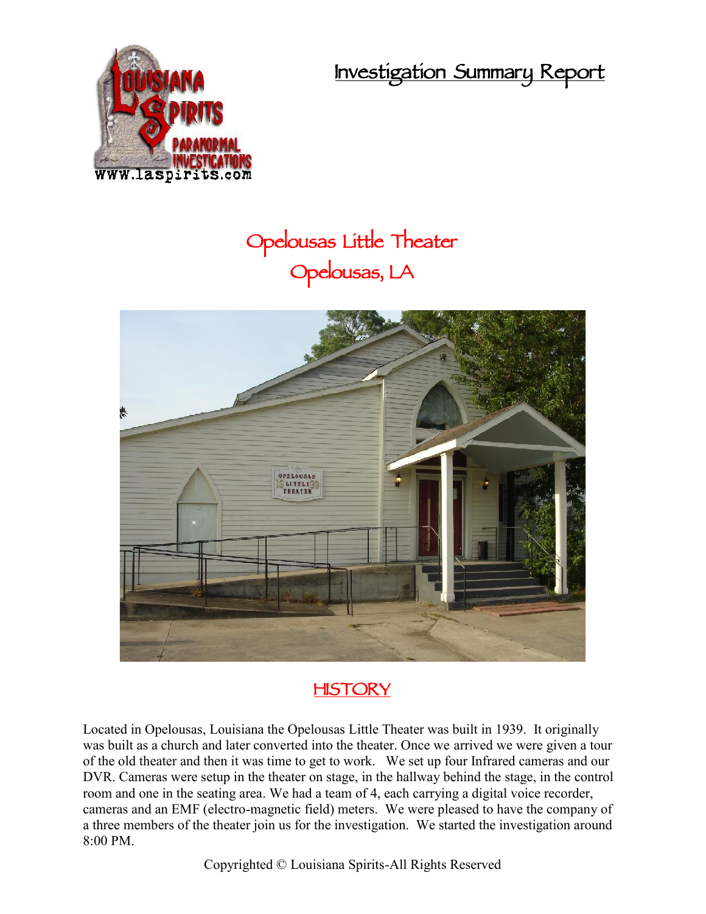# Investigation Summary Report

## Opelousas Little Theater
## Opelousas, LA

## HISTORY

Located in Opelousas, Louisiana the Opelousas Little Theater was built in 1939. It originally was built as a church and later converted into the theater. Once we arrived we were given a tour of the old theater and then it was time to get to work. We set up four Infrared cameras and our DVR. Cameras were setup in the theater on stage, in the hallway behind the stage, in the control room and one in the seating area. We had a team of 4, each carrying a digital voice recorder, cameras and an EMF (electro-magnetic field) meters. We were pleased to have the company of a three members of the theater join us for the investigation. We started the investigation around 8:00 PM.

Copyrighted © Louisiana Spirits-All Rights Reserved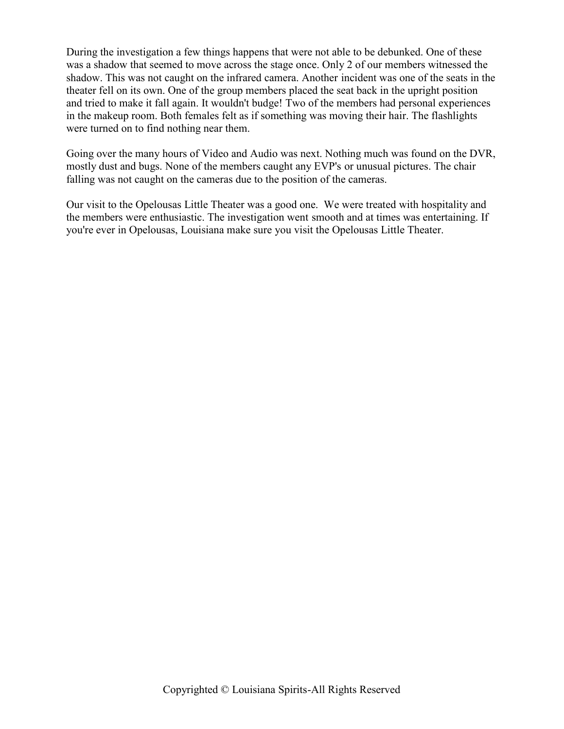During the investigation a few things happens that were not able to be debunked. One of these was a shadow that seemed to move across the stage once. Only 2 of our members witnessed the shadow. This was not caught on the infrared camera. Another incident was one of the seats in the theater fell on its own. One of the group members placed the seat back in the upright position and tried to make it fall again. It wouldn't budge! Two of the members had personal experiences in the makeup room. Both females felt as if something was moving their hair. The flashlights were turned on to find nothing near them.

Going over the many hours of Video and Audio was next. Nothing much was found on the DVR, mostly dust and bugs. None of the members caught any EVP's or unusual pictures. The chair falling was not caught on the cameras due to the position of the cameras.

Our visit to the Opelousas Little Theater was a good one. We were treated with hospitality and the members were enthusiastic. The investigation went smooth and at times was entertaining. If you're ever in Opelousas, Louisiana make sure you visit the Opelousas Little Theater.

Copyrighted © Louisiana Spirits-All Rights Reserved